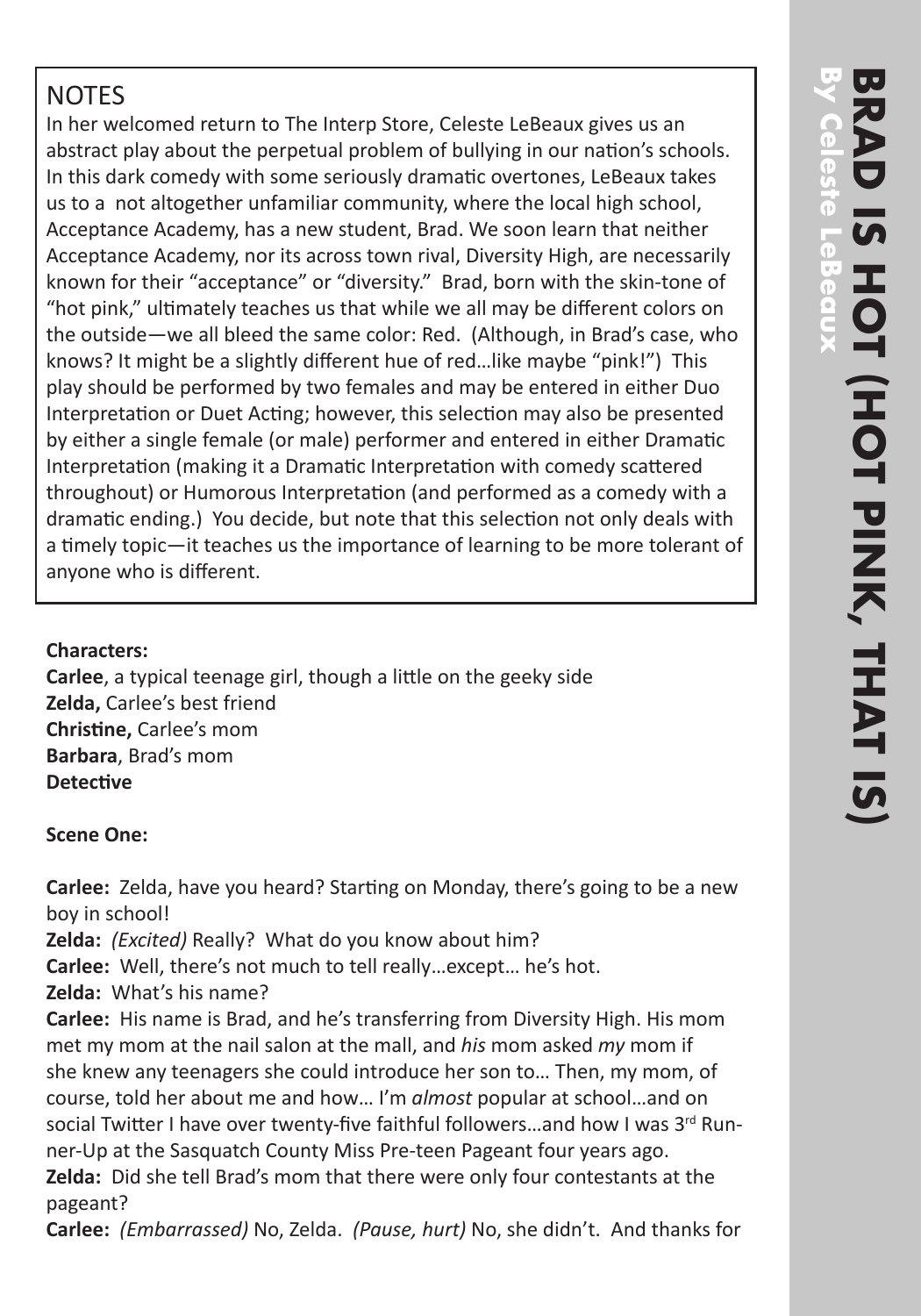# BRAD IS HOT (HOT PINK, THAT IS)

**By Celeste LeBeaux**

## NOTES

In her welcomed return to The Interp Store, Celeste LeBeaux gives us an abstract play about the perpetual problem of bullying in our nation's schools. In this dark comedy with some seriously dramatic overtones, LeBeaux takes us to a not altogether unfamiliar community, where the local high school, Acceptance Academy, has a new student, Brad. We soon learn that neither Acceptance Academy, nor its across town rival, Diversity High, are necessarily known for their "acceptance" or "diversity." Brad, born with the skin-tone of "hot pink," ultimately teaches us that while we all may be different colors on the outside—we all bleed the same color: Red. (Although, in Brad's case, who knows? It might be a slightly different hue of red…like maybe "pink!") This play should be performed by two females and may be entered in either Duo Interpretation or Duet Acting; however, this selection may also be presented by either a single female (or male) performer and entered in either Dramatic Interpretation (making it a Dramatic Interpretation with comedy scattered throughout) or Humorous Interpretation (and performed as a comedy with a dramatic ending.) You decide, but note that this selection not only deals with a timely topic—it teaches us the importance of learning to be more tolerant of anyone who is different.

**Characters:**

**Carlee**, a typical teenage girl, though a little on the geeky side
**Zelda,** Carlee's best friend
**Christine,** Carlee's mom
**Barbara**, Brad's mom
**Detective**

**Scene One:**

**Carlee:** Zelda, have you heard? Starting on Monday, there's going to be a new boy in school!

**Zelda:** *(Excited)* Really? What do you know about him?

**Carlee:** Well, there's not much to tell really…except… he's hot.

**Zelda:** What's his name?

**Carlee:** His name is Brad, and he's transferring from Diversity High. His mom met my mom at the nail salon at the mall, and *his* mom asked *my* mom if she knew any teenagers she could introduce her son to… Then, my mom, of course, told her about me and how… I'm *almost* popular at school…and on social Twitter I have over twenty-five faithful followers…and how I was 3rd Runner-Up at the Sasquatch County Miss Pre-teen Pageant four years ago.

**Zelda:** Did she tell Brad's mom that there were only four contestants at the pageant?

**Carlee:** *(Embarrassed)* No, Zelda. *(Pause, hurt)* No, she didn't. And thanks for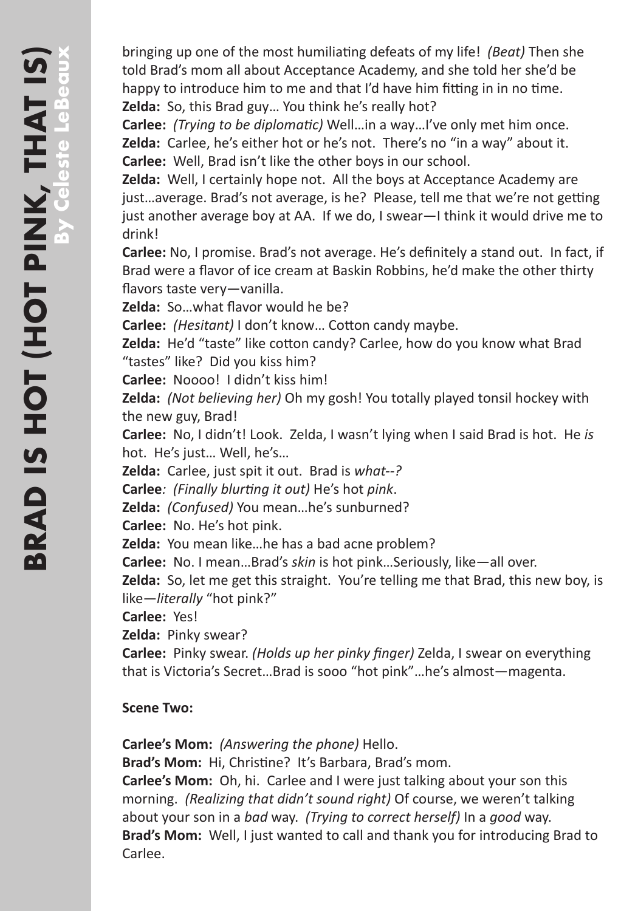bringing up one of the most humiliating defeats of my life! *(Beat)* Then she told Brad's mom all about Acceptance Academy, and she told her she'd be happy to introduce him to me and that I'd have him fitting in in no time.
**Zelda:** So, this Brad guy… You think he's really hot?
**Carlee:** *(Trying to be diplomatic)* Well…in a way…I've only met him once.
**Zelda:** Carlee, he's either hot or he's not. There's no "in a way" about it.
**Carlee:** Well, Brad isn't like the other boys in our school.
**Zelda:** Well, I certainly hope not. All the boys at Acceptance Academy are just…average. Brad's not average, is he? Please, tell me that we're not getting just another average boy at AA. If we do, I swear—I think it would drive me to drink!
**Carlee:** No, I promise. Brad's not average. He's definitely a stand out. In fact, if Brad were a flavor of ice cream at Baskin Robbins, he'd make the other thirty flavors taste very—vanilla.
**Zelda:** So…what flavor would he be?
**Carlee:** *(Hesitant)* I don't know… Cotton candy maybe.
**Zelda:** He'd "taste" like cotton candy? Carlee, how do you know what Brad "tastes" like? Did you kiss him?
**Carlee:** Noooo! I didn't kiss him!
**Zelda:** *(Not believing her)* Oh my gosh! You totally played tonsil hockey with the new guy, Brad!
**Carlee:** No, I didn't! Look. Zelda, I wasn't lying when I said Brad is hot. He *is* hot. He's just… Well, he's…
**Zelda:** Carlee, just spit it out. Brad is *what--?*
**Carlee***: (Finally blurting it out)* He's hot *pink*.
**Zelda:** *(Confused)* You mean…he's sunburned?
**Carlee:** No. He's hot pink.
**Zelda:** You mean like…he has a bad acne problem?
**Carlee:** No. I mean…Brad's *skin* is hot pink…Seriously, like—all over.
**Zelda:** So, let me get this straight. You're telling me that Brad, this new boy, is like—*literally* "hot pink?"
**Carlee:** Yes!
**Zelda:** Pinky swear?
**Carlee:** Pinky swear. *(Holds up her pinky finger)* Zelda, I swear on everything that is Victoria's Secret…Brad is sooo "hot pink"…he's almost—magenta.

**Scene Two:**

**Carlee's Mom:** *(Answering the phone)* Hello.
**Brad's Mom:** Hi, Christine? It's Barbara, Brad's mom.
**Carlee's Mom:** Oh, hi. Carlee and I were just talking about your son this morning. *(Realizing that didn't sound right)* Of course, we weren't talking about your son in a *bad* way. *(Trying to correct herself)* In a *good* way.
**Brad's Mom:** Well, I just wanted to call and thank you for introducing Brad to Carlee.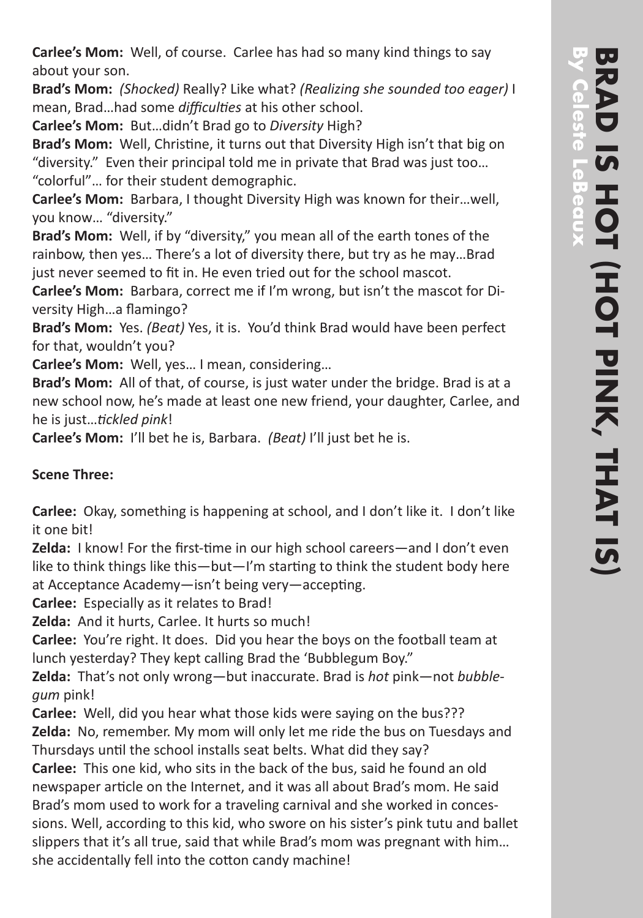**Carlee's Mom:** Well, of course. Carlee has had so many kind things to say about your son.

**Brad's Mom:** *(Shocked)* Really? Like what? *(Realizing she sounded too eager)* I mean, Brad…had some *difficulties* at his other school.

**Carlee's Mom:** But…didn't Brad go to *Diversity* High?

**Brad's Mom:** Well, Christine, it turns out that Diversity High isn't that big on "diversity." Even their principal told me in private that Brad was just too… "colorful"… for their student demographic.

**Carlee's Mom:** Barbara, I thought Diversity High was known for their…well, you know… "diversity."

**Brad's Mom:** Well, if by "diversity," you mean all of the earth tones of the rainbow, then yes… There's a lot of diversity there, but try as he may…Brad just never seemed to fit in. He even tried out for the school mascot.

**Carlee's Mom:** Barbara, correct me if I'm wrong, but isn't the mascot for Diversity High…a flamingo?

**Brad's Mom:** Yes. *(Beat)* Yes, it is. You'd think Brad would have been perfect for that, wouldn't you?

**Carlee's Mom:** Well, yes… I mean, considering…

**Brad's Mom:** All of that, of course, is just water under the bridge. Brad is at a new school now, he's made at least one new friend, your daughter, Carlee, and he is just…*tickled pink*!

**Carlee's Mom:** I'll bet he is, Barbara. *(Beat)* I'll just bet he is.

**Scene Three:**

**Carlee:** Okay, something is happening at school, and I don't like it. I don't like it one bit!

**Zelda:** I know! For the first-time in our high school careers—and I don't even like to think things like this—but—I'm starting to think the student body here at Acceptance Academy—isn't being very—accepting.

**Carlee:** Especially as it relates to Brad!

**Zelda:** And it hurts, Carlee. It hurts so much!

**Carlee:** You're right. It does. Did you hear the boys on the football team at lunch yesterday? They kept calling Brad the 'Bubblegum Boy."

**Zelda:** That's not only wrong—but inaccurate. Brad is *hot* pink—not *bubblegum* pink!

**Carlee:** Well, did you hear what those kids were saying on the bus???

**Zelda:** No, remember. My mom will only let me ride the bus on Tuesdays and Thursdays until the school installs seat belts. What did they say?

**Carlee:** This one kid, who sits in the back of the bus, said he found an old newspaper article on the Internet, and it was all about Brad's mom. He said Brad's mom used to work for a traveling carnival and she worked in concessions. Well, according to this kid, who swore on his sister's pink tutu and ballet slippers that it's all true, said that while Brad's mom was pregnant with him… she accidentally fell into the cotton candy machine!